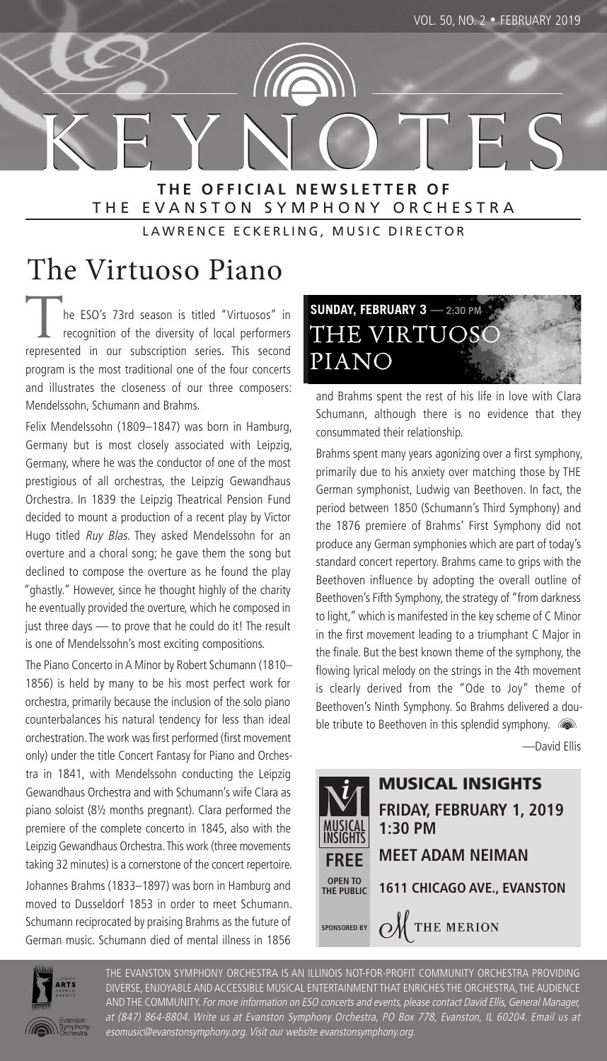# KEYNOTES

**THE OFFICIAL NEWSLETTER OF**
THE EVANSTON SYMPHONY ORCHESTRA

LAWRENCE ECKERLING, MUSIC DIRECTOR

VOL. 50, NO. 2 • FEBRUARY 2019

# The Virtuoso Piano

The ESO's 73rd season is titled "Virtuosos" in recognition of the diversity of local performers represented in our subscription series. This second program is the most traditional one of the four concerts and illustrates the closeness of our three composers: Mendelssohn, Schumann and Brahms.

Felix Mendelssohn (1809–1847) was born in Hamburg, Germany but is most closely associated with Leipzig, Germany, where he was the conductor of one of the most prestigious of all orchestras, the Leipzig Gewandhaus Orchestra. In 1839 the Leipzig Theatrical Pension Fund decided to mount a production of a recent play by Victor Hugo titled *Ruy Blas.* They asked Mendelssohn for an overture and a choral song; he gave them the song but declined to compose the overture as he found the play "ghastly." However, since he thought highly of the charity he eventually provided the overture, which he composed in just three days — to prove that he could do it! The result is one of Mendelssohn's most exciting compositions.

The Piano Concerto in A Minor by Robert Schumann (1810–1856) is held by many to be his most perfect work for orchestra, primarily because the inclusion of the solo piano counterbalances his natural tendency for less than ideal orchestration. The work was first performed (first movement only) under the title Concert Fantasy for Piano and Orchestra in 1841, with Mendelssohn conducting the Leipzig Gewandhaus Orchestra and with Schumann's wife Clara as piano soloist (8½ months pregnant). Clara performed the premiere of the complete concerto in 1845, also with the Leipzig Gewandhaus Orchestra. This work (three movements taking 32 minutes) is a cornerstone of the concert repertoire.

Johannes Brahms (1833–1897) was born in Hamburg and moved to Dusseldorf 1853 in order to meet Schumann. Schumann reciprocated by praising Brahms as the future of German music. Schumann died of mental illness in 1856 and Brahms spent the rest of his life in love with Clara Schumann, although there is no evidence that they consummated their relationship.

Brahms spent many years agonizing over a first symphony, primarily due to his anxiety over matching those by THE German symphonist, Ludwig van Beethoven. In fact, the period between 1850 (Schumann's Third Symphony) and the 1876 premiere of Brahms' First Symphony did not produce any German symphonies which are part of today's standard concert repertory. Brahms came to grips with the Beethoven influence by adopting the overall outline of Beethoven's Fifth Symphony, the strategy of "from darkness to light," which is manifested in the key scheme of C Minor in the first movement leading to a triumphant C Major in the finale. But the best known theme of the symphony, the flowing lyrical melody on the strings in the 4th movement is clearly derived from the "Ode to Joy" theme of Beethoven's Ninth Symphony. So Brahms delivered a double tribute to Beethoven in this splendid symphony.

—David Ellis

**SUNDAY, FEBRUARY 3 — 2:30 PM**
THE VIRTUOSO PIANO

## MUSICAL INSIGHTS

**FREE** — OPEN TO THE PUBLIC

**FRIDAY, FEBRUARY 1, 2019**
**1:30 PM**

**MEET ADAM NEIMAN**

**1611 CHICAGO AVE., EVANSTON**

SPONSORED BY THE MERION

THE EVANSTON SYMPHONY ORCHESTRA IS AN ILLINOIS NOT-FOR-PROFIT COMMUNITY ORCHESTRA PROVIDING DIVERSE, ENJOYABLE AND ACCESSIBLE MUSICAL ENTERTAINMENT THAT ENRICHES THE ORCHESTRA, THE AUDIENCE AND THE COMMUNITY. *For more information on ESO concerts and events, please contact David Ellis, General Manager, at (847) 864-8804. Write us at Evanston Symphony Orchestra, PO Box 778, Evanston, IL 60204. Email us at esomusic@evanstonsymphony.org. Visit our website evanstonsymphony.org.*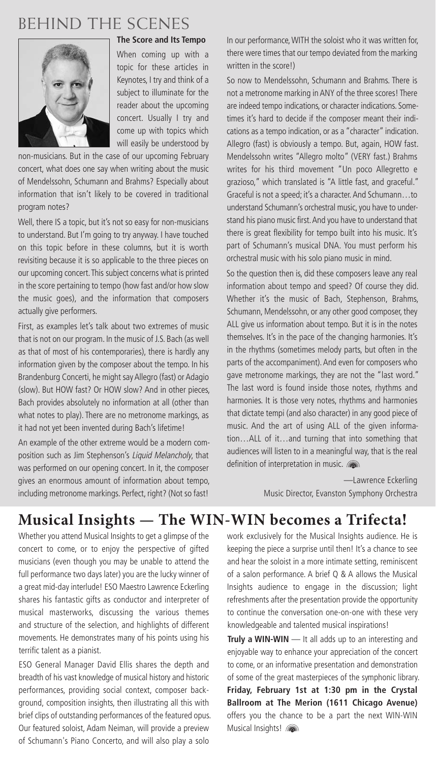# BEHIND THE SCENES

### The Score and Its Tempo

When coming up with a topic for these articles in Keynotes, I try and think of a subject to illuminate for the reader about the upcoming concert. Usually I try and come up with topics which will easily be understood by non-musicians. But in the case of our upcoming February concert, what does one say when writing about the music of Mendelssohn, Schumann and Brahms? Especially about information that isn't likely to be covered in traditional program notes?

Well, there IS a topic, but it's not so easy for non-musicians to understand. But I'm going to try anyway. I have touched on this topic before in these columns, but it is worth revisiting because it is so applicable to the three pieces on our upcoming concert. This subject concerns what is printed in the score pertaining to tempo (how fast and/or how slow the music goes), and the information that composers actually give performers.

First, as examples let's talk about two extremes of music that is not on our program. In the music of J.S. Bach (as well as that of most of his contemporaries), there is hardly any information given by the composer about the tempo. In his Brandenburg Concerti, he might say Allegro (fast) or Adagio (slow). But HOW fast? Or HOW slow? And in other pieces, Bach provides absolutely no information at all (other than what notes to play). There are no metronome markings, as it had not yet been invented during Bach's lifetime!

An example of the other extreme would be a modern composition such as Jim Stephenson's *Liquid Melancholy*, that was performed on our opening concert. In it, the composer gives an enormous amount of information about tempo, including metronome markings. Perfect, right? (Not so fast! In our performance, WITH the soloist who it was written for, there were times that our tempo deviated from the marking written in the score!)

So now to Mendelssohn, Schumann and Brahms. There is not a metronome marking in ANY of the three scores! There are indeed tempo indications, or character indications. Sometimes it's hard to decide if the composer meant their indications as a tempo indication, or as a "character" indication. Allegro (fast) is obviously a tempo. But, again, HOW fast. Mendelssohn writes "Allegro molto" (VERY fast.) Brahms writes for his third movement "Un poco Allegretto e grazioso," which translated is "A little fast, and graceful." Graceful is not a speed; it's a character. And Schumann…to understand Schumann's orchestral music, you have to understand his piano music first. And you have to understand that there is great flexibility for tempo built into his music. It's part of Schumann's musical DNA. You must perform his orchestral music with his solo piano music in mind.

So the question then is, did these composers leave any real information about tempo and speed? Of course they did. Whether it's the music of Bach, Stephenson, Brahms, Schumann, Mendelssohn, or any other good composer, they ALL give us information about tempo. But it is in the notes themselves. It's in the pace of the changing harmonies. It's in the rhythms (sometimes melody parts, but often in the parts of the accompaniment). And even for composers who gave metronome markings, they are not the "last word." The last word is found inside those notes, rhythms and harmonies. It is those very notes, rhythms and harmonies that dictate tempi (and also character) in any good piece of music. And the art of using ALL of the given information…ALL of it…and turning that into something that audiences will listen to in a meaningful way, that is the real definition of interpretation in music.

—Lawrence Eckerling
Music Director, Evanston Symphony Orchestra

# Musical Insights — The WIN-WIN becomes a Trifecta!

Whether you attend Musical Insights to get a glimpse of the concert to come, or to enjoy the perspective of gifted musicians (even though you may be unable to attend the full performance two days later) you are the lucky winner of a great mid-day interlude! ESO Maestro Lawrence Eckerling shares his fantastic gifts as conductor and interpreter of musical masterworks, discussing the various themes and structure of the selection, and highlights of different movements. He demonstrates many of his points using his terrific talent as a pianist.

ESO General Manager David Ellis shares the depth and breadth of his vast knowledge of musical history and historic performances, providing social context, composer background, composition insights, then illustrating all this with brief clips of outstanding performances of the featured opus. Our featured soloist, Adam Neiman, will provide a preview of Schumann's Piano Concerto, and will also play a solo work exclusively for the Musical Insights audience. He is keeping the piece a surprise until then! It's a chance to see and hear the soloist in a more intimate setting, reminiscent of a salon performance. A brief Q & A allows the Musical Insights audience to engage in the discussion; light refreshments after the presentation provide the opportunity to continue the conversation one-on-one with these very knowledgeable and talented musical inspirations!

**Truly a WIN-WIN** — It all adds up to an interesting and enjoyable way to enhance your appreciation of the concert to come, or an informative presentation and demonstration of some of the great masterpieces of the symphonic library. **Friday, February 1st at 1:30 pm in the Crystal Ballroom at The Merion (1611 Chicago Avenue)** offers you the chance to be a part the next WIN-WIN Musical Insights!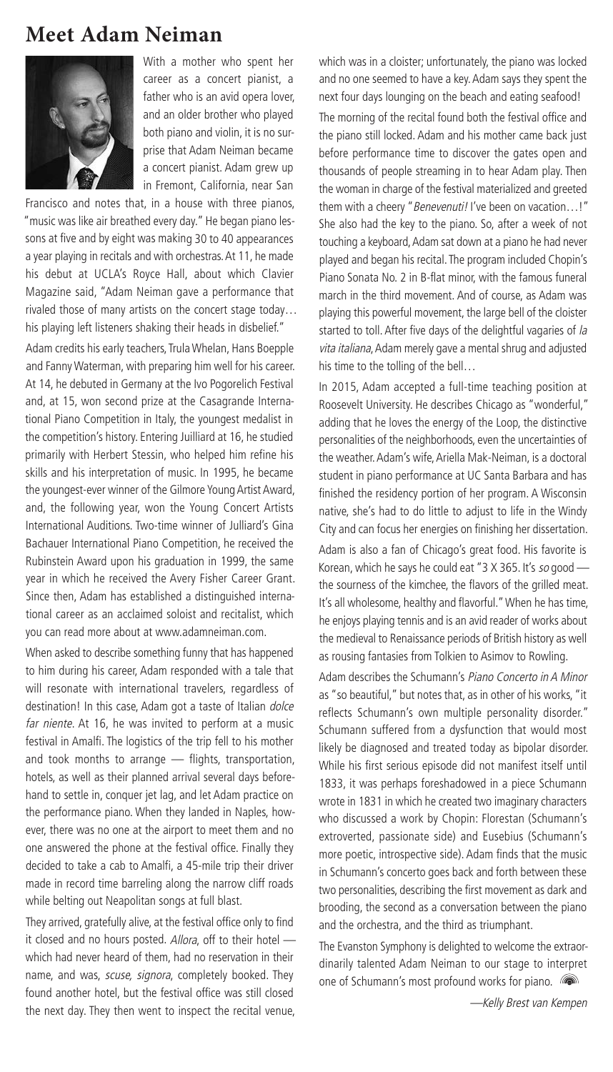# Meet Adam Neiman

With a mother who spent her career as a concert pianist, a father who is an avid opera lover, and an older brother who played both piano and violin, it is no surprise that Adam Neiman became a concert pianist. Adam grew up in Fremont, California, near San Francisco and notes that, in a house with three pianos, "music was like air breathed every day." He began piano lessons at five and by eight was making 30 to 40 appearances a year playing in recitals and with orchestras. At 11, he made his debut at UCLA's Royce Hall, about which Clavier Magazine said, "Adam Neiman gave a performance that rivaled those of many artists on the concert stage today… his playing left listeners shaking their heads in disbelief."

Adam credits his early teachers, Trula Whelan, Hans Boepple and Fanny Waterman, with preparing him well for his career. At 14, he debuted in Germany at the Ivo Pogorelich Festival and, at 15, won second prize at the Casagrande International Piano Competition in Italy, the youngest medalist in the competition's history. Entering Juilliard at 16, he studied primarily with Herbert Stessin, who helped him refine his skills and his interpretation of music. In 1995, he became the youngest-ever winner of the Gilmore Young Artist Award, and, the following year, won the Young Concert Artists International Auditions. Two-time winner of Julliard's Gina Bachauer International Piano Competition, he received the Rubinstein Award upon his graduation in 1999, the same year in which he received the Avery Fisher Career Grant. Since then, Adam has established a distinguished international career as an acclaimed soloist and recitalist, which you can read more about at www.adamneiman.com.

When asked to describe something funny that has happened to him during his career, Adam responded with a tale that will resonate with international travelers, regardless of destination! In this case, Adam got a taste of Italian *dolce far niente*. At 16, he was invited to perform at a music festival in Amalfi. The logistics of the trip fell to his mother and took months to arrange — flights, transportation, hotels, as well as their planned arrival several days beforehand to settle in, conquer jet lag, and let Adam practice on the performance piano. When they landed in Naples, however, there was no one at the airport to meet them and no one answered the phone at the festival office. Finally they decided to take a cab to Amalfi, a 45-mile trip their driver made in record time barreling along the narrow cliff roads while belting out Neapolitan songs at full blast.

They arrived, gratefully alive, at the festival office only to find it closed and no hours posted. *Allora*, off to their hotel — which had never heard of them, had no reservation in their name, and was, *scuse, signora*, completely booked. They found another hotel, but the festival office was still closed the next day. They then went to inspect the recital venue, which was in a cloister; unfortunately, the piano was locked and no one seemed to have a key. Adam says they spent the next four days lounging on the beach and eating seafood!

The morning of the recital found both the festival office and the piano still locked. Adam and his mother came back just before performance time to discover the gates open and thousands of people streaming in to hear Adam play. Then the woman in charge of the festival materialized and greeted them with a cheery "*Benevenuti!* I've been on vacation…!" She also had the key to the piano. So, after a week of not touching a keyboard, Adam sat down at a piano he had never played and began his recital. The program included Chopin's Piano Sonata No. 2 in B-flat minor, with the famous funeral march in the third movement. And of course, as Adam was playing this powerful movement, the large bell of the cloister started to toll. After five days of the delightful vagaries of *la vita italiana*, Adam merely gave a mental shrug and adjusted his time to the tolling of the bell…

In 2015, Adam accepted a full-time teaching position at Roosevelt University. He describes Chicago as "wonderful," adding that he loves the energy of the Loop, the distinctive personalities of the neighborhoods, even the uncertainties of the weather. Adam's wife, Ariella Mak-Neiman, is a doctoral student in piano performance at UC Santa Barbara and has finished the residency portion of her program. A Wisconsin native, she's had to do little to adjust to life in the Windy City and can focus her energies on finishing her dissertation.

Adam is also a fan of Chicago's great food. His favorite is Korean, which he says he could eat "3 X 365. It's *so* good — the sourness of the kimchee, the flavors of the grilled meat. It's all wholesome, healthy and flavorful." When he has time, he enjoys playing tennis and is an avid reader of works about the medieval to Renaissance periods of British history as well as rousing fantasies from Tolkien to Asimov to Rowling.

Adam describes the Schumann's *Piano Concerto in A Minor* as "so beautiful," but notes that, as in other of his works, "it reflects Schumann's own multiple personality disorder." Schumann suffered from a dysfunction that would most likely be diagnosed and treated today as bipolar disorder. While his first serious episode did not manifest itself until 1833, it was perhaps foreshadowed in a piece Schumann wrote in 1831 in which he created two imaginary characters who discussed a work by Chopin: Florestan (Schumann's extroverted, passionate side) and Eusebius (Schumann's more poetic, introspective side). Adam finds that the music in Schumann's concerto goes back and forth between these two personalities, describing the first movement as dark and brooding, the second as a conversation between the piano and the orchestra, and the third as triumphant.

The Evanston Symphony is delighted to welcome the extraordinarily talented Adam Neiman to our stage to interpret one of Schumann's most profound works for piano.

*—Kelly Brest van Kempen*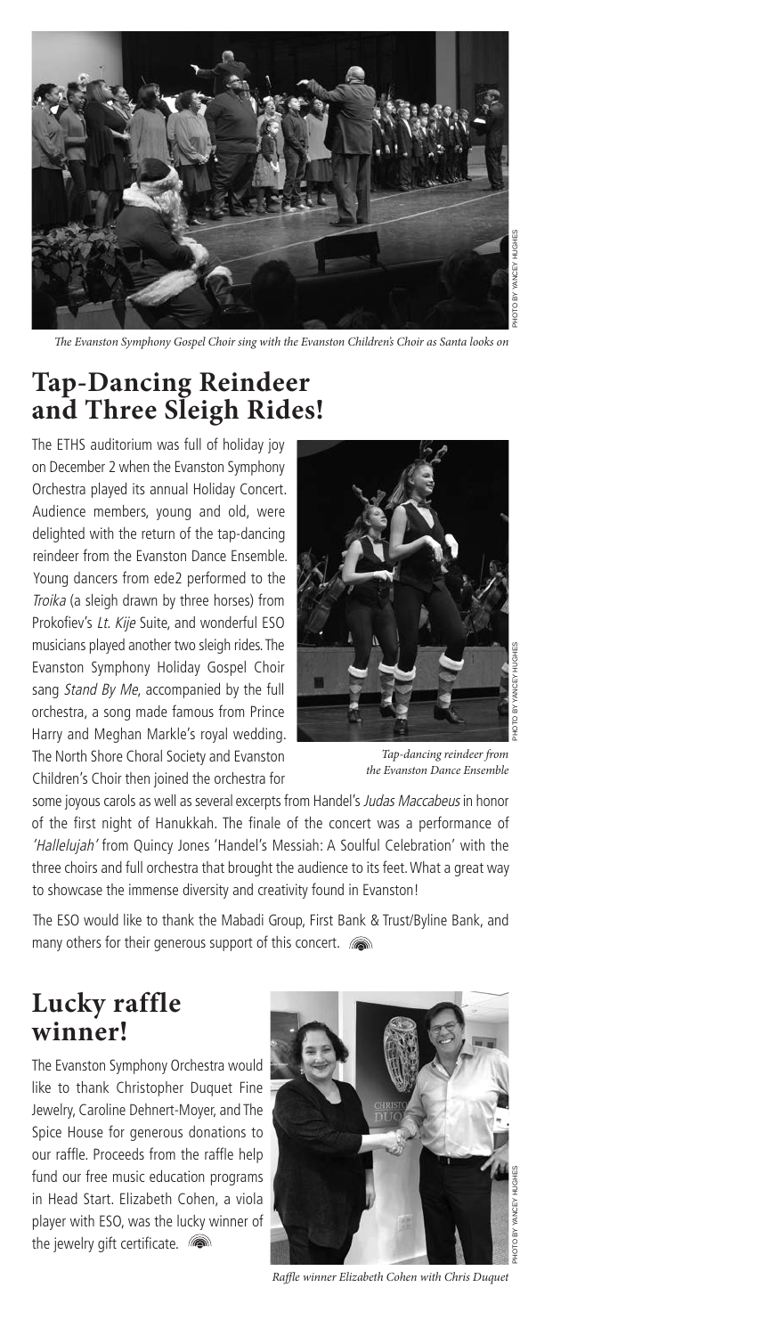*The Evanston Symphony Gospel Choir sing with the Evanston Children's Choir as Santa looks on*

## Tap-Dancing Reindeer and Three Sleigh Rides!

The ETHS auditorium was full of holiday joy on December 2 when the Evanston Symphony Orchestra played its annual Holiday Concert. Audience members, young and old, were delighted with the return of the tap-dancing reindeer from the Evanston Dance Ensemble. Young dancers from ede2 performed to the *Troika* (a sleigh drawn by three horses) from Prokofiev's *Lt. Kije* Suite, and wonderful ESO musicians played another two sleigh rides. The Evanston Symphony Holiday Gospel Choir sang *Stand By Me*, accompanied by the full orchestra, a song made famous from Prince Harry and Meghan Markle's royal wedding. The North Shore Choral Society and Evanston Children's Choir then joined the orchestra for some joyous carols as well as several excerpts from Handel's *Judas Maccabeus* in honor of the first night of Hanukkah. The finale of the concert was a performance of *'Hallelujah'* from Quincy Jones 'Handel's Messiah: A Soulful Celebration' with the three choirs and full orchestra that brought the audience to its feet. What a great way to showcase the immense diversity and creativity found in Evanston!

*Tap-dancing reindeer from the Evanston Dance Ensemble*

The ESO would like to thank the Mabadi Group, First Bank & Trust/Byline Bank, and many others for their generous support of this concert.

## Lucky raffle winner!

The Evanston Symphony Orchestra would like to thank Christopher Duquet Fine Jewelry, Caroline Dehnert-Moyer, and The Spice House for generous donations to our raffle. Proceeds from the raffle help fund our free music education programs in Head Start. Elizabeth Cohen, a viola player with ESO, was the lucky winner of the jewelry gift certificate.

*Raffle winner Elizabeth Cohen with Chris Duquet*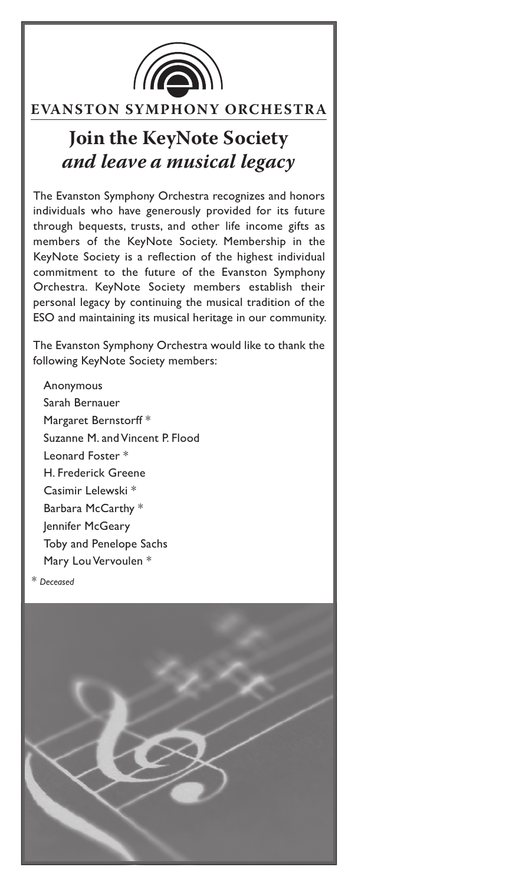EVANSTON SYMPHONY ORCHESTRA

# Join the KeyNote Society
## *and leave a musical legacy*

The Evanston Symphony Orchestra recognizes and honors individuals who have generously provided for its future through bequests, trusts, and other life income gifts as members of the KeyNote Society. Membership in the KeyNote Society is a reflection of the highest individual commitment to the future of the Evanston Symphony Orchestra. KeyNote Society members establish their personal legacy by continuing the musical tradition of the ESO and maintaining its musical heritage in our community.

The Evanston Symphony Orchestra would like to thank the following KeyNote Society members:

Anonymous
Sarah Bernauer
Margaret Bernstorff *
Suzanne M. and Vincent P. Flood
Leonard Foster *
H. Frederick Greene
Casimir Lelewski *
Barbara McCarthy *
Jennifer McGeary
Toby and Penelope Sachs
Mary Lou Vervoulen *

\* *Deceased*